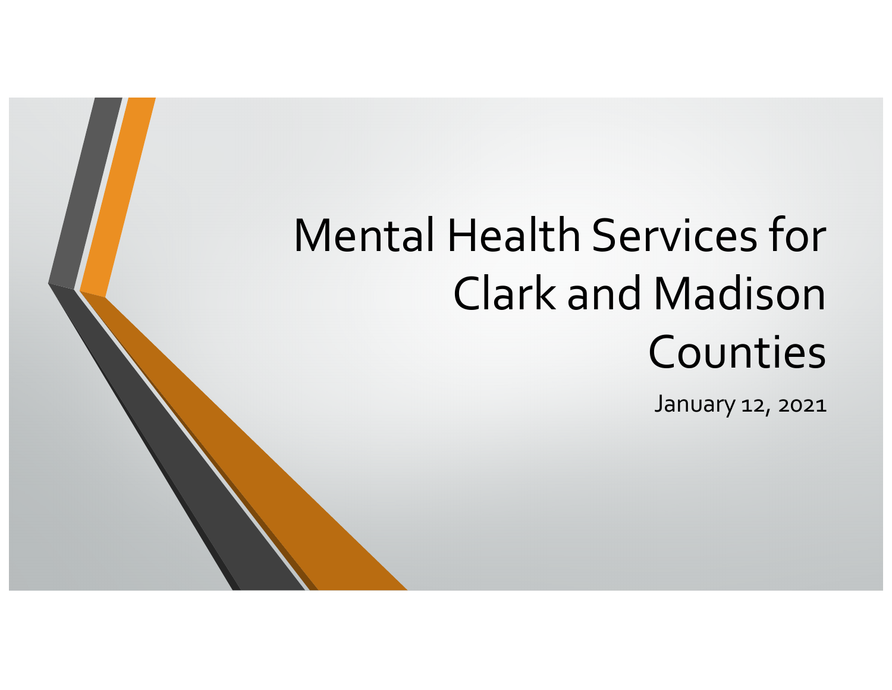# Mental Health Services for Clark and Madison Counties

January 12, 2021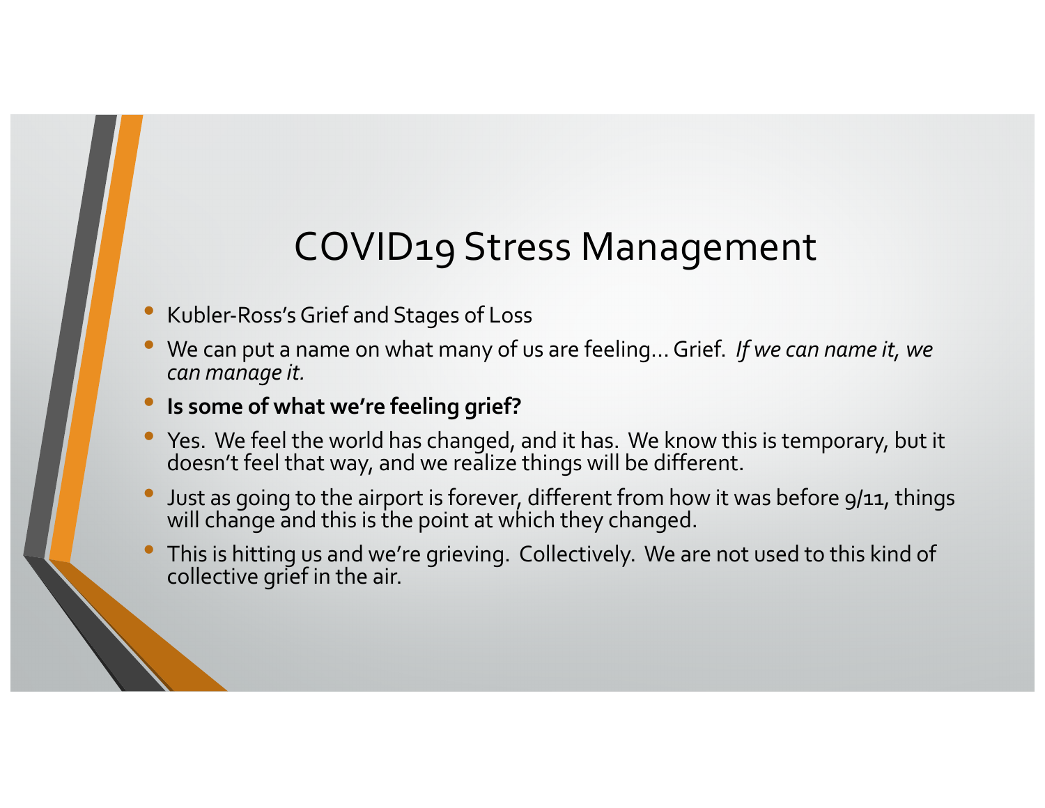# COVID19 Stress Management

- Kubler-Ross's Grief and Stages of Loss
- We can put a name on what many of us are feeling… Grief. *If we can name it, we can manage it.*
- **Is some of what we're feeling grief?**
- Yes. We feel the world has changed, and it has. We know this is temporary, but it doesn't feel that way, and we realize things will be different.
- Just as going to the airport is forever, different from how it was before 9/11, things will change and this is the point at which they changed.
- This is hitting us and we're grieving. Collectively. We are not used to this kind of collective grief in the air.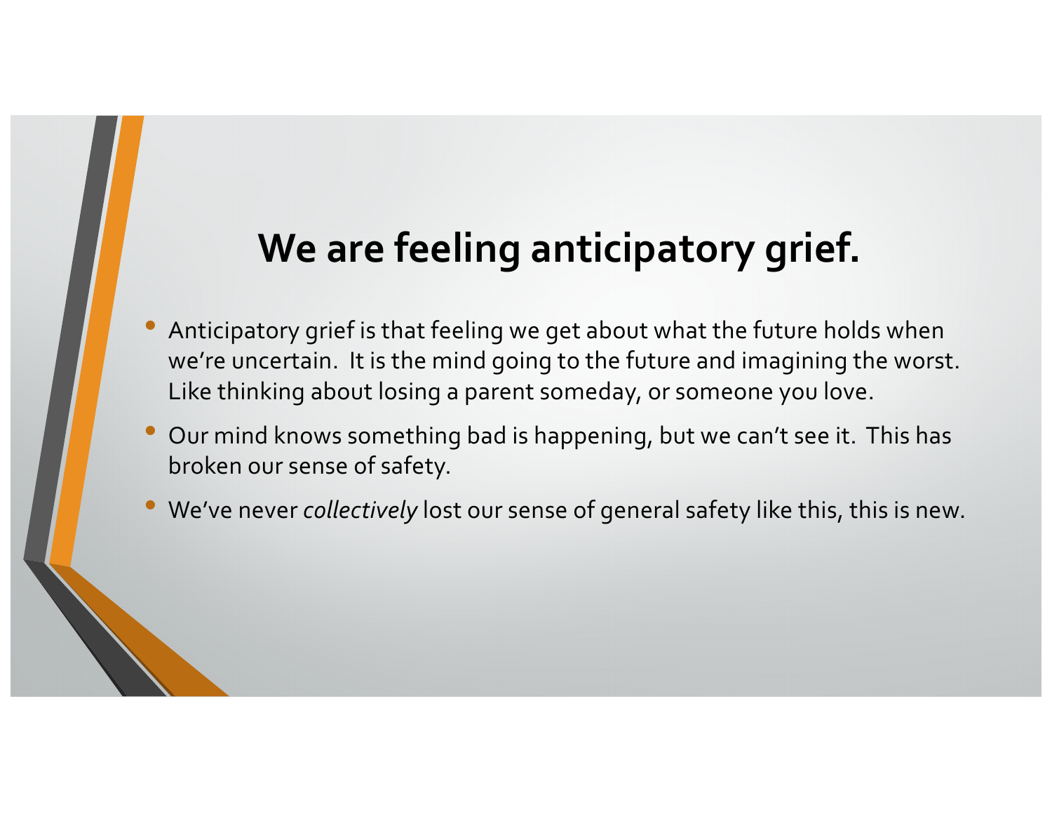# We are feeling anticipatory grief.

- Anticipatory grief is that feeling we get about what the future holds when we're uncertain. It is the mind going to the future and imagining the worst. Like thinking about losing a parent someday, or someone you love.
- Our mind knows something bad is happening, but we can't see it. This has broken our sense of safety.
- We've never *collectively* lost our sense of general safety like this, this is new.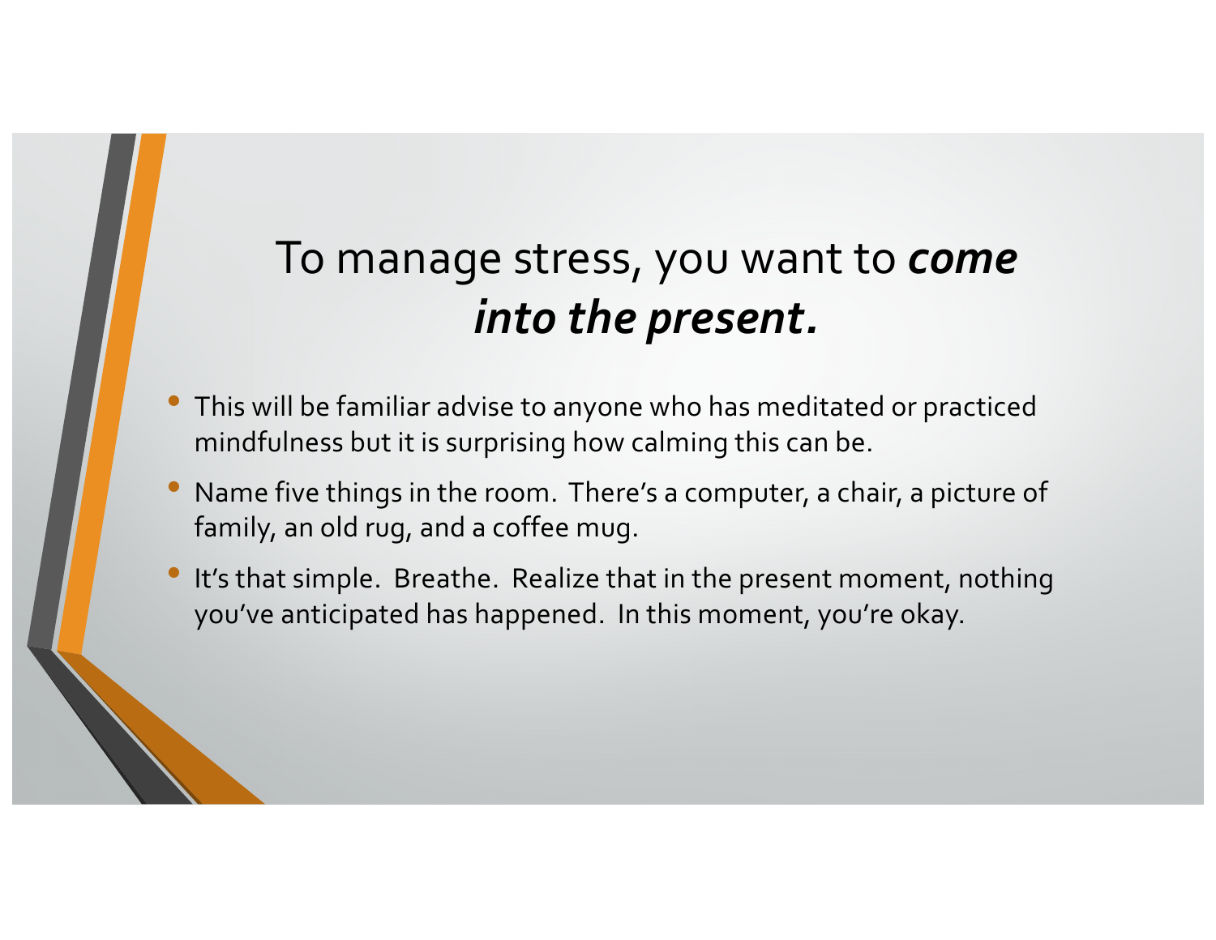# To manage stress, you want to ***come into the present.***

- This will be familiar advise to anyone who has meditated or practiced mindfulness but it is surprising how calming this can be.
- Name five things in the room.  There's a computer, a chair, a picture of family, an old rug, and a coffee mug.
- It's that simple.  Breathe.  Realize that in the present moment, nothing you've anticipated has happened.  In this moment, you're okay.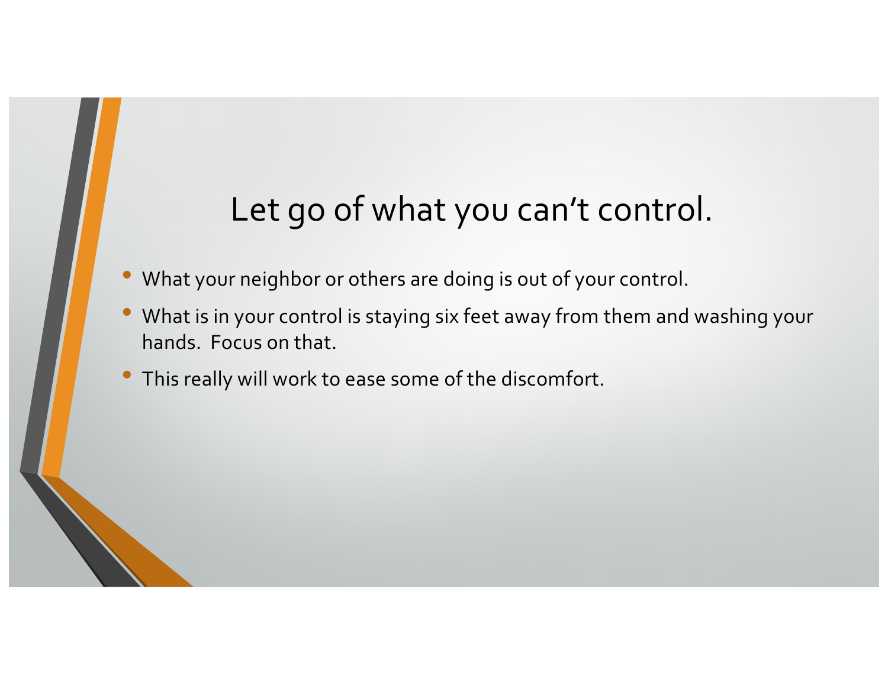# Let go of what you can't control.

- What your neighbor or others are doing is out of your control.
- What is in your control is staying six feet away from them and washing your hands. Focus on that.
- This really will work to ease some of the discomfort.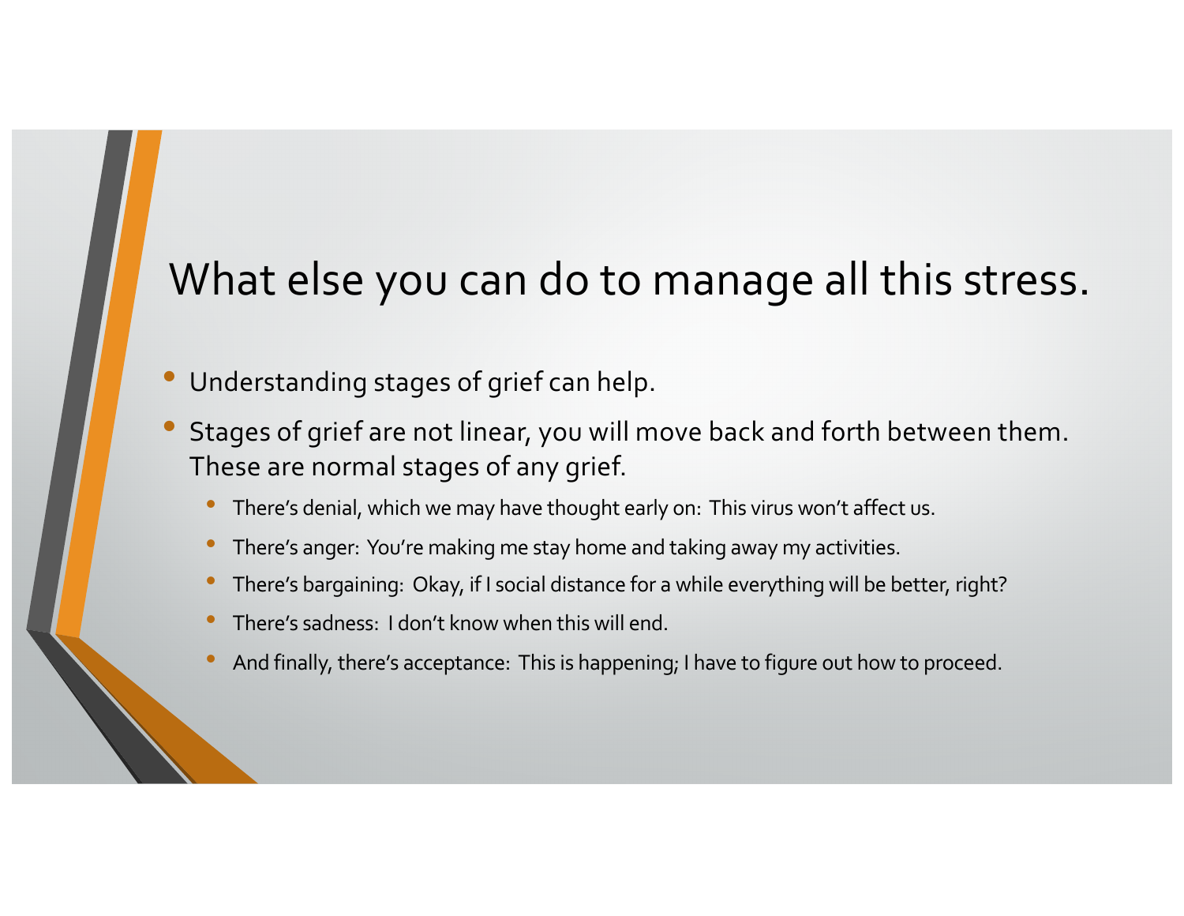# What else you can do to manage all this stress.

- Understanding stages of grief can help.
- Stages of grief are not linear, you will move back and forth between them. These are normal stages of any grief.
  - There's denial, which we may have thought early on: This virus won't affect us.
  - There's anger: You're making me stay home and taking away my activities.
  - There's bargaining: Okay, if I social distance for a while everything will be better, right?
  - There's sadness: I don't know when this will end.
  - And finally, there's acceptance: This is happening; I have to figure out how to proceed.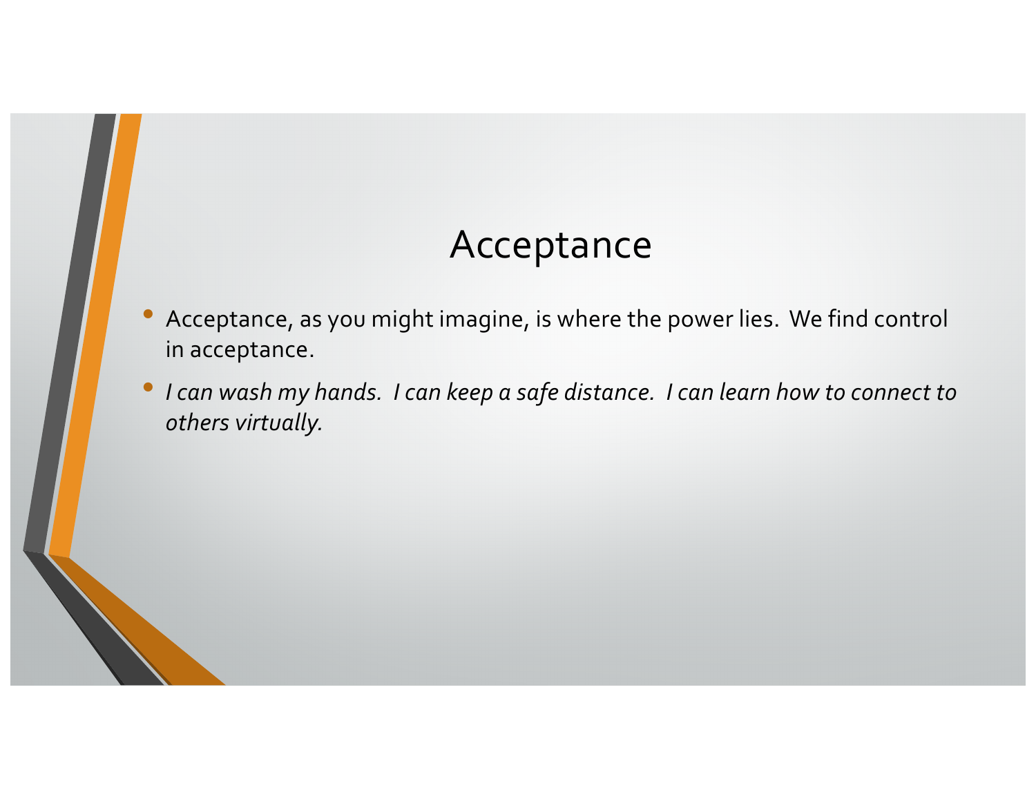# Acceptance

- Acceptance, as you might imagine, is where the power lies.  We find control in acceptance.
- *I can wash my hands.  I can keep a safe distance.  I can learn how to connect to others virtually.*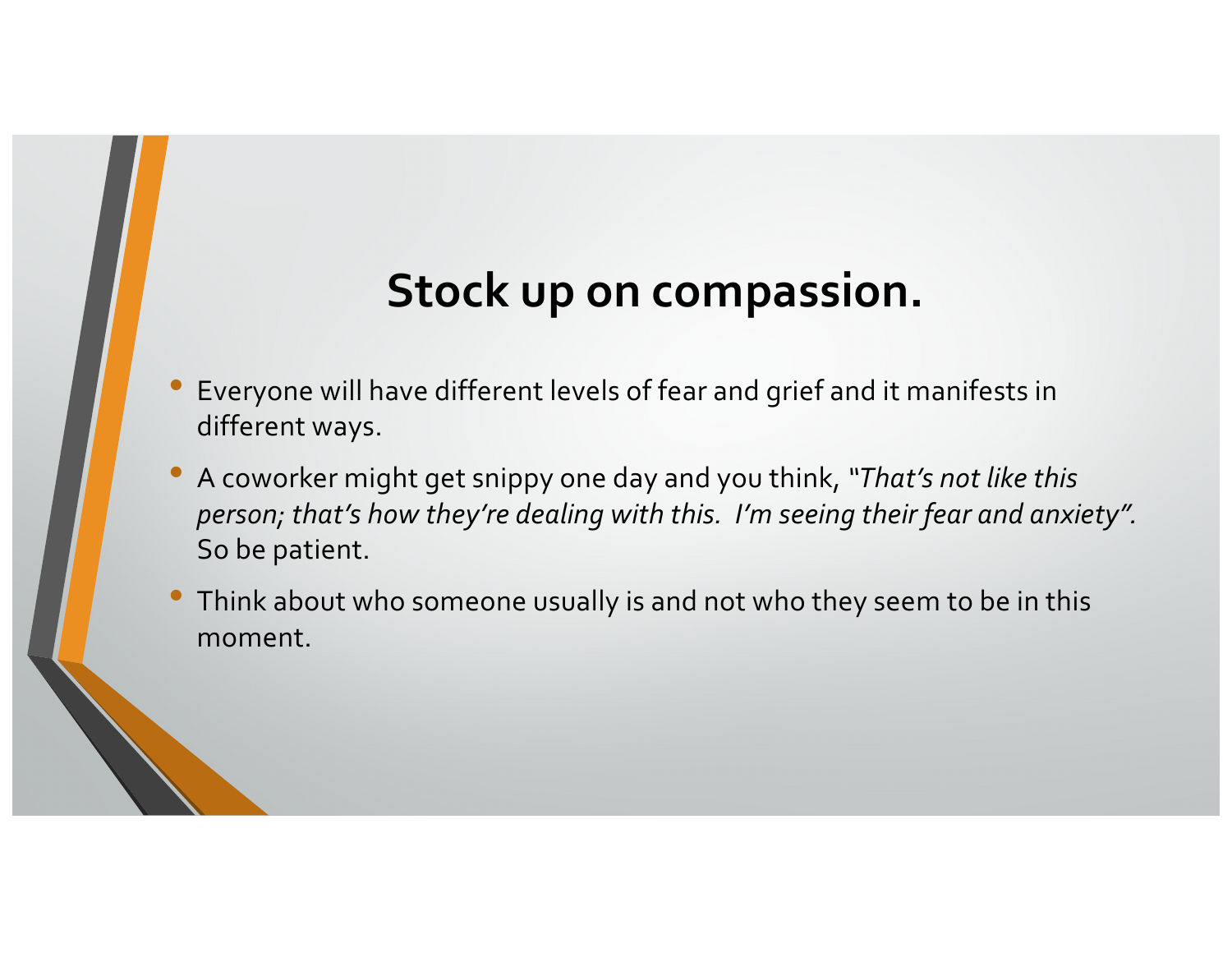# Stock up on compassion.

- Everyone will have different levels of fear and grief and it manifests in different ways.
- A coworker might get snippy one day and you think, *"That's not like this person; that's how they're dealing with this.  I'm seeing their fear and anxiety".* So be patient.
- Think about who someone usually is and not who they seem to be in this moment.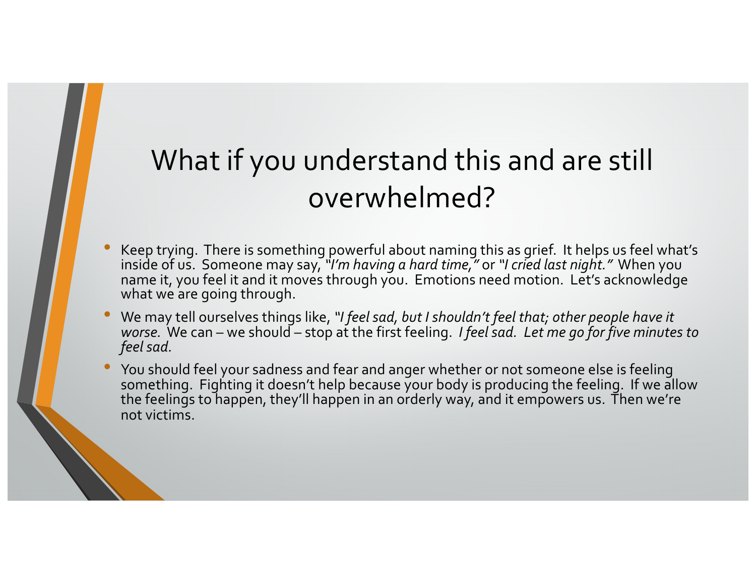# What if you understand this and are still overwhelmed?

- Keep trying. There is something powerful about naming this as grief. It helps us feel what's inside of us. Someone may say, *"I'm having a hard time,"* or *"I cried last night."* When you name it, you feel it and it moves through you. Emotions need motion. Let's acknowledge what we are going through.
- We may tell ourselves things like, *"I feel sad, but I shouldn't feel that; other people have it worse.* We can – we should – stop at the first feeling. *I feel sad. Let me go for five minutes to feel sad.*
- You should feel your sadness and fear and anger whether or not someone else is feeling something. Fighting it doesn't help because your body is producing the feeling. If we allow the feelings to happen, they'll happen in an orderly way, and it empowers us. Then we're not victims.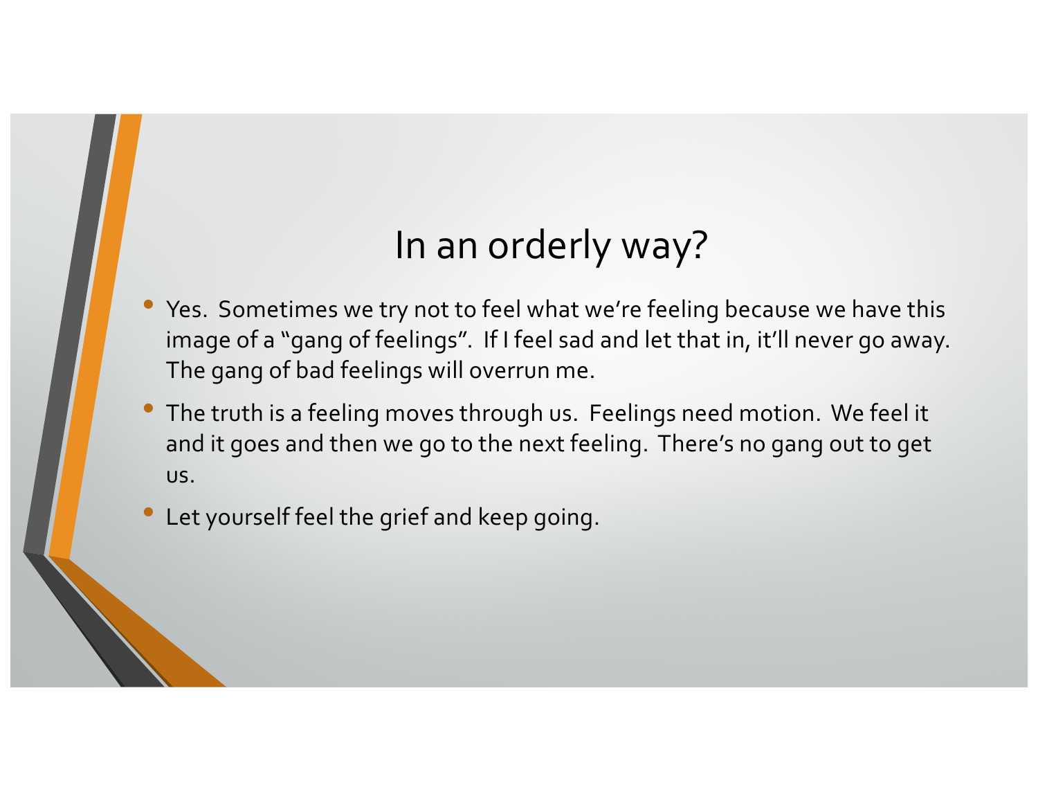# In an orderly way?

- Yes.  Sometimes we try not to feel what we're feeling because we have this image of a "gang of feelings".  If I feel sad and let that in, it'll never go away.  The gang of bad feelings will overrun me.
- The truth is a feeling moves through us.  Feelings need motion.  We feel it and it goes and then we go to the next feeling.  There's no gang out to get us.
- Let yourself feel the grief and keep going.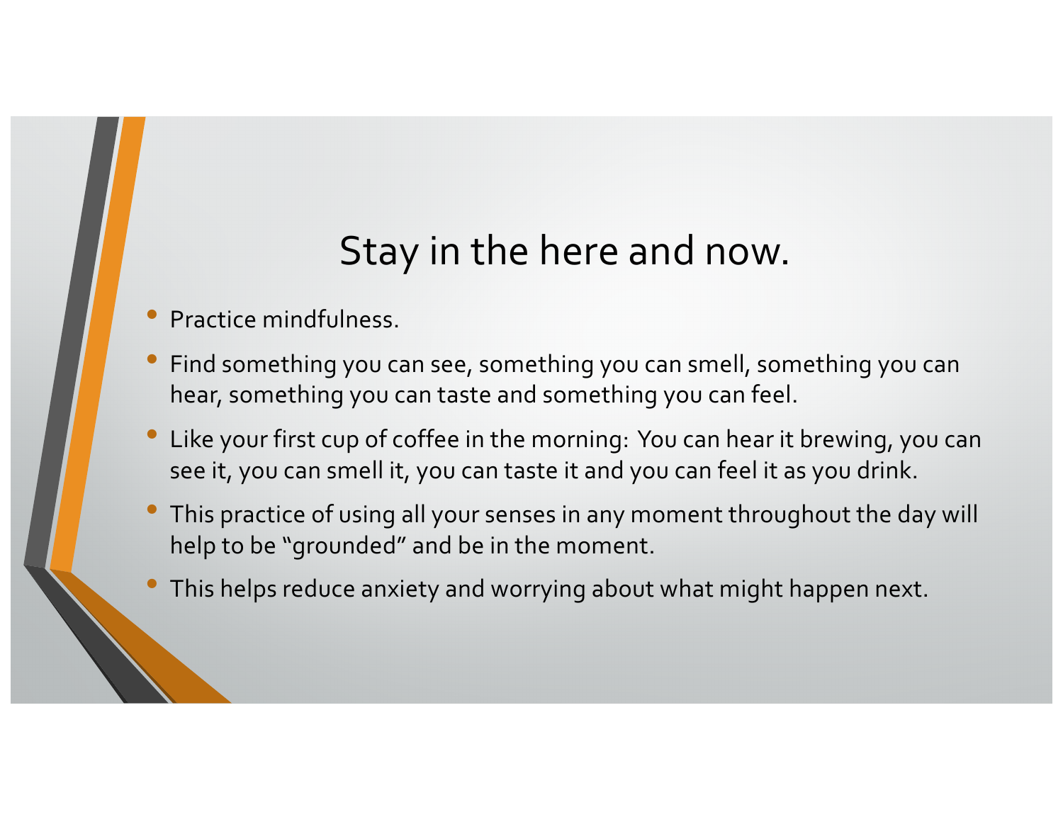# Stay in the here and now.

- Practice mindfulness.
- Find something you can see, something you can smell, something you can hear, something you can taste and something you can feel.
- Like your first cup of coffee in the morning: You can hear it brewing, you can see it, you can smell it, you can taste it and you can feel it as you drink.
- This practice of using all your senses in any moment throughout the day will help to be "grounded" and be in the moment.
- This helps reduce anxiety and worrying about what might happen next.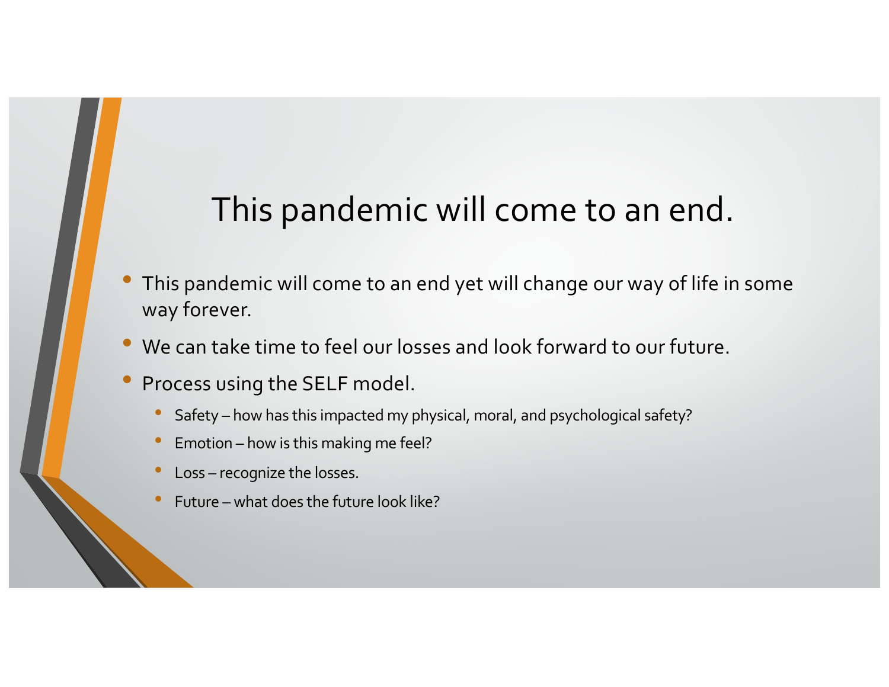# This pandemic will come to an end.

- This pandemic will come to an end yet will change our way of life in some way forever.
- We can take time to feel our losses and look forward to our future.
- Process using the SELF model.
  - Safety – how has this impacted my physical, moral, and psychological safety?
  - Emotion – how is this making me feel?
  - Loss – recognize the losses.
  - Future – what does the future look like?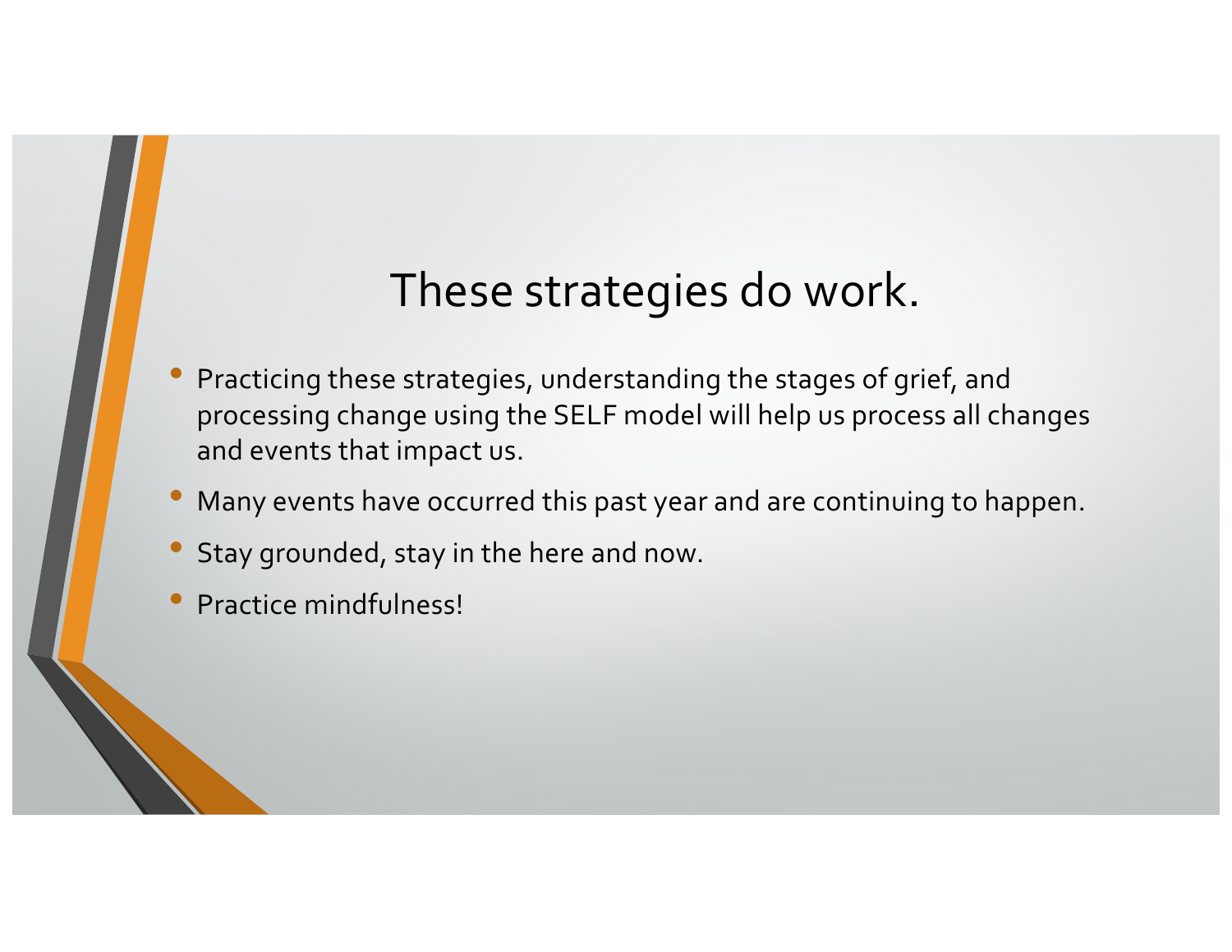# These strategies do work.

- Practicing these strategies, understanding the stages of grief, and processing change using the SELF model will help us process all changes and events that impact us.
- Many events have occurred this past year and are continuing to happen.
- Stay grounded, stay in the here and now.
- Practice mindfulness!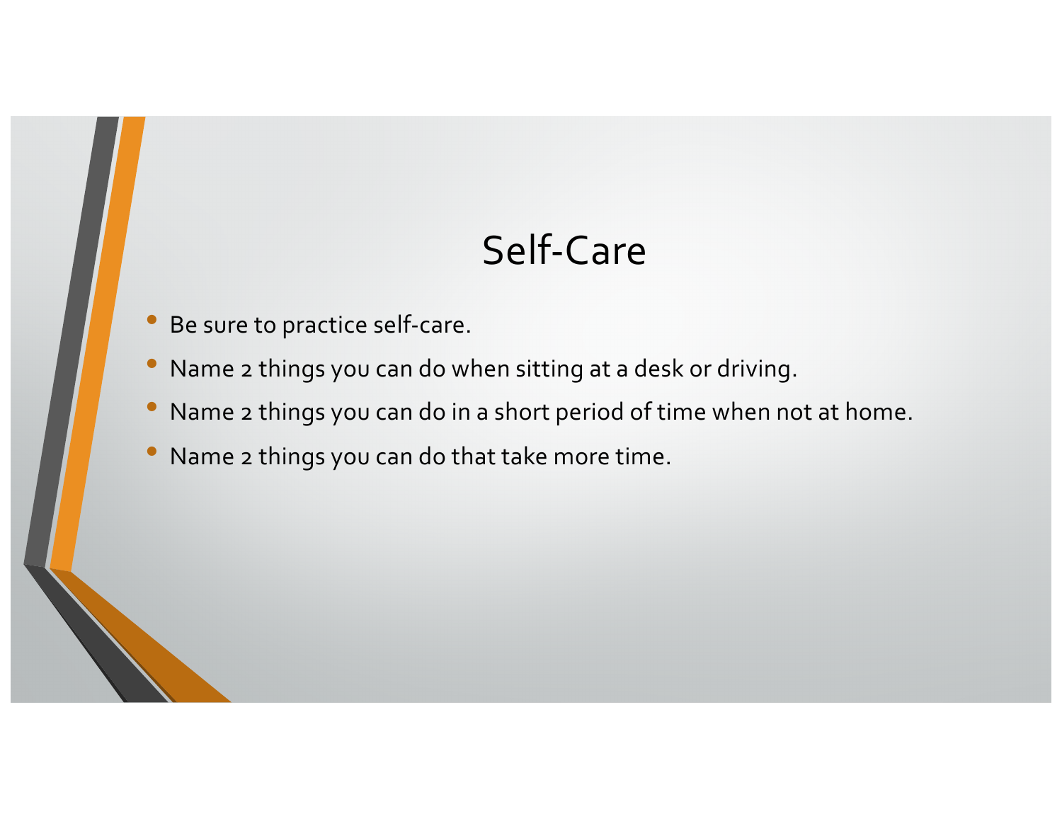# Self-Care

- Be sure to practice self-care.
- Name 2 things you can do when sitting at a desk or driving.
- Name 2 things you can do in a short period of time when not at home.
- Name 2 things you can do that take more time.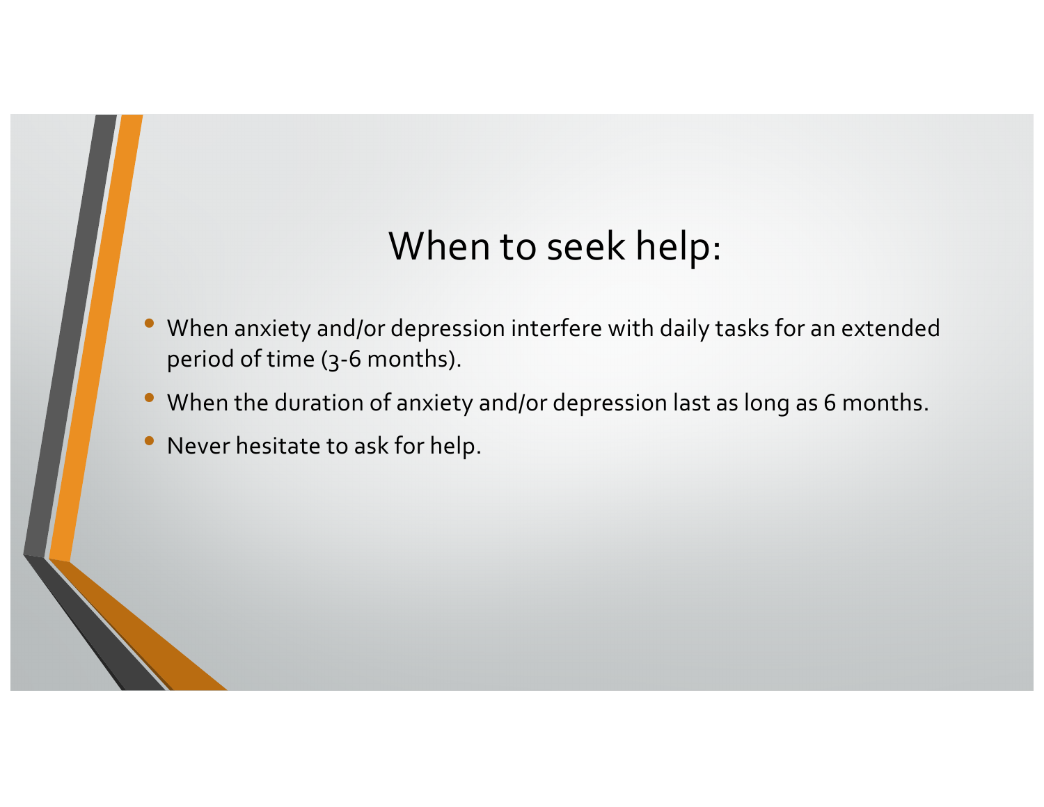# When to seek help:

- When anxiety and/or depression interfere with daily tasks for an extended period of time (3-6 months).
- When the duration of anxiety and/or depression last as long as 6 months.
- Never hesitate to ask for help.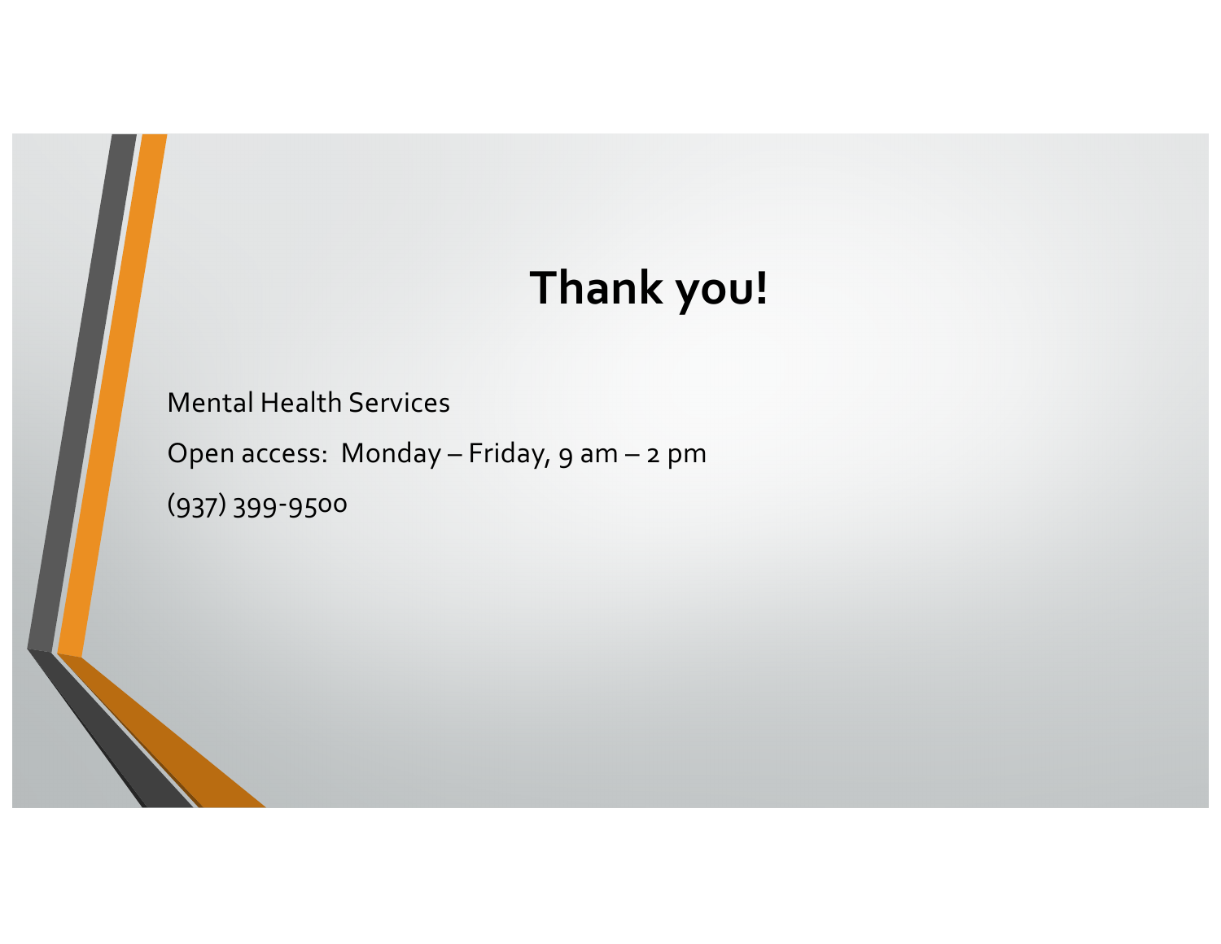# Thank you!

Mental Health Services

Open access: Monday – Friday, 9 am – 2 pm

(937) 399-9500